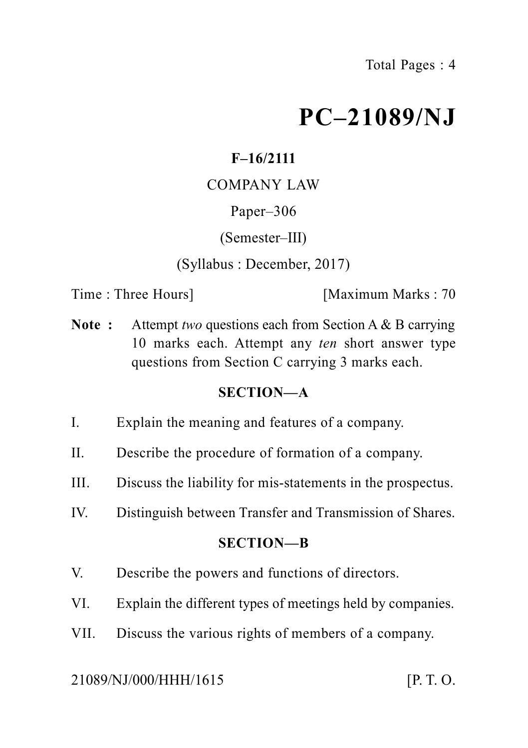# PC–21089/NJ

**F–16/2111**

COMPANY LAW

Paper–306

(Semester–III)

(Syllabus : December, 2017)

Time : Three Hours] [Maximum Marks : 70

**Note :** Attempt *two* questions each from Section A & B carrying 10 marks each. Attempt any *ten* short answer type questions from Section C carrying 3 marks each.

## SECTION—A

I. Explain the meaning and features of a company.

II. Describe the procedure of formation of a company.

III. Discuss the liability for mis-statements in the prospectus.

IV. Distinguish between Transfer and Transmission of Shares.

## SECTION—B

V. Describe the powers and functions of directors.

VI. Explain the different types of meetings held by companies.

VII. Discuss the various rights of members of a company.

21089/NJ/000/HHH/1615 [P. T. O.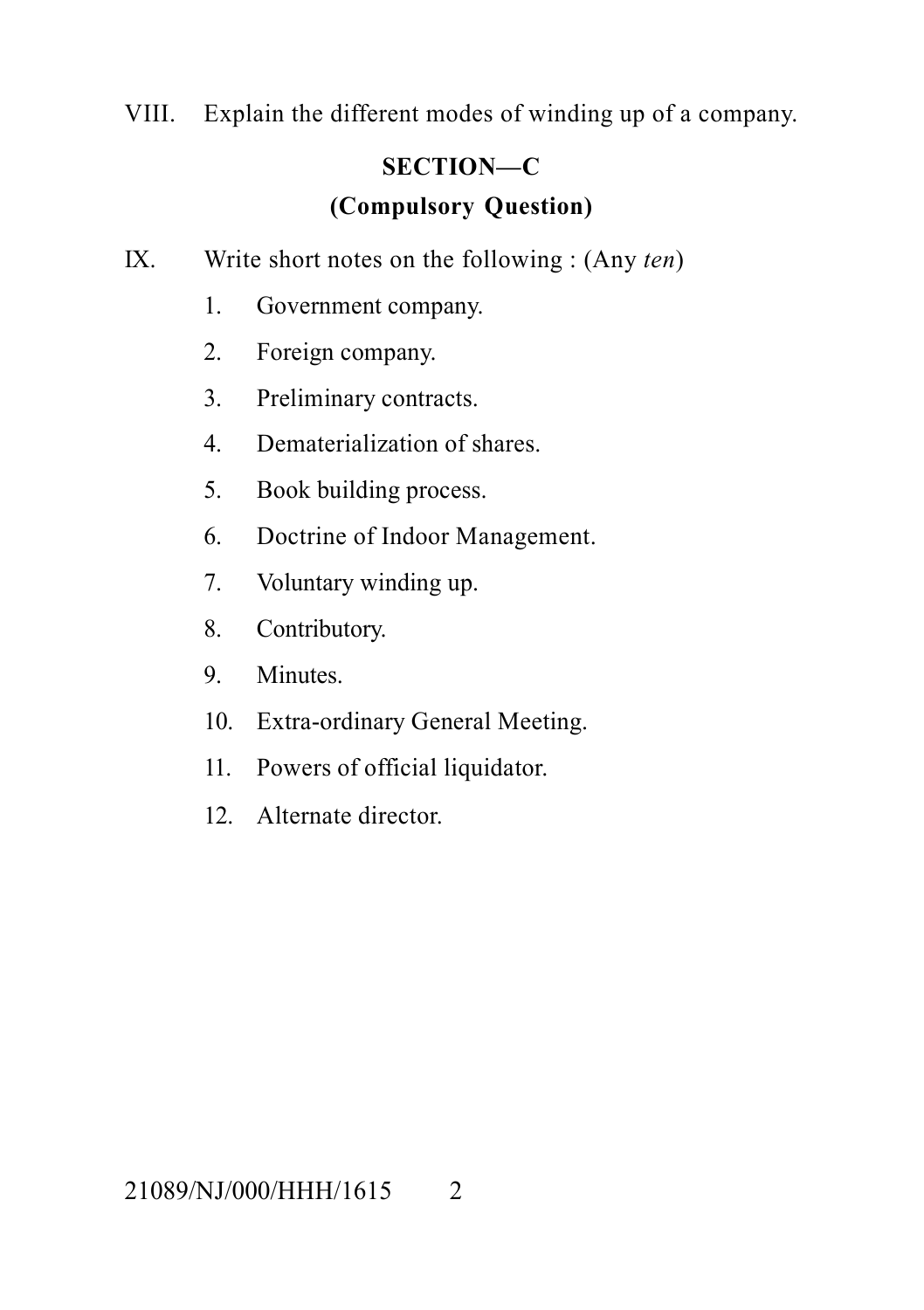VIII. Explain the different modes of winding up of a company.

## SECTION—C

### (Compulsory Question)

IX. Write short notes on the following : (Any *ten*)

1. Government company.
2. Foreign company.
3. Preliminary contracts.
4. Dematerialization of shares.
5. Book building process.
6. Doctrine of Indoor Management.
7. Voluntary winding up.
8. Contributory.
9. Minutes.
10. Extra-ordinary General Meeting.
11. Powers of official liquidator.
12. Alternate director.

21089/NJ/000/HHH/1615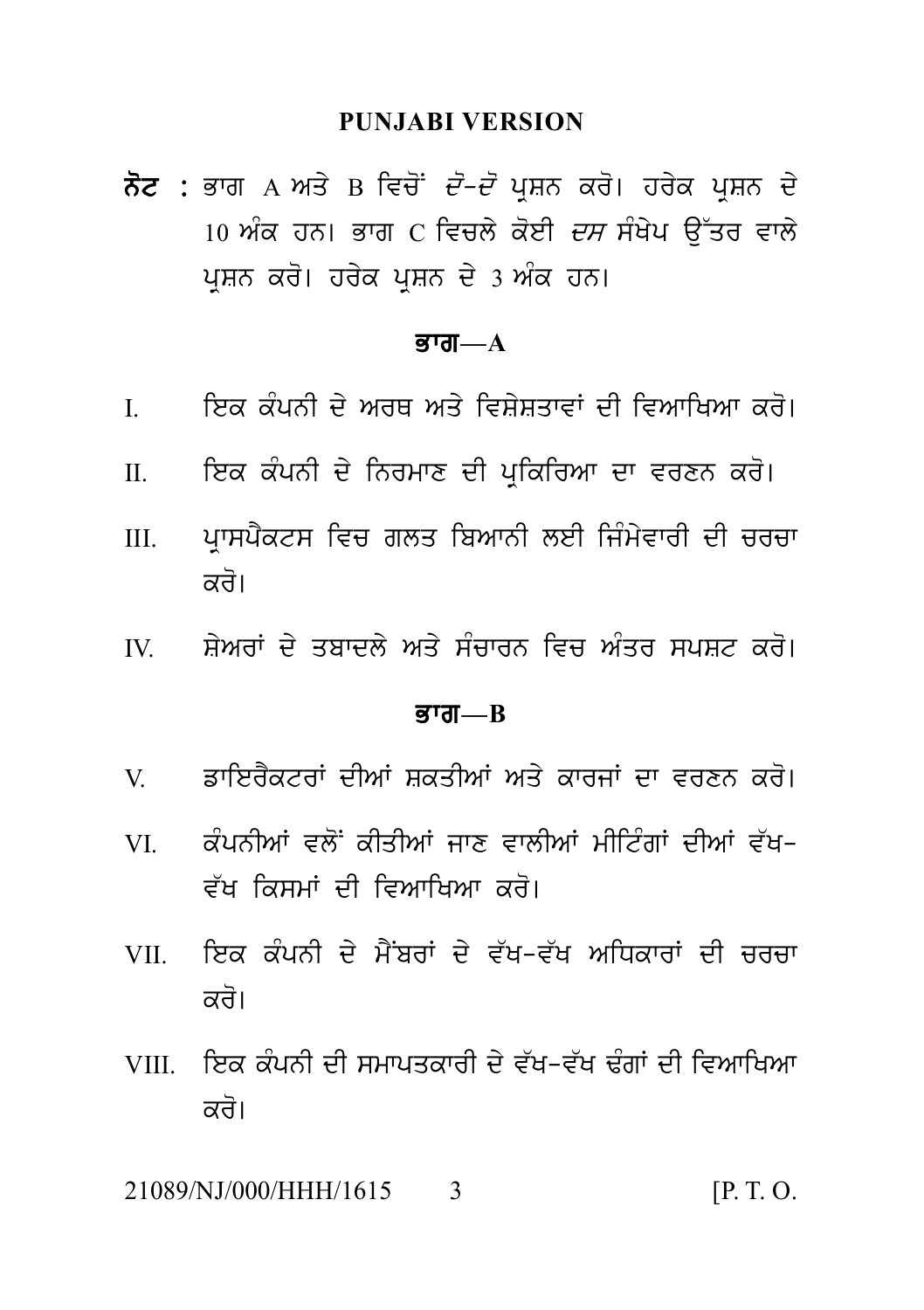## PUNJABI VERSION

**ਨੋਟ :** ਭਾਗ A ਅਤੇ B ਵਿਚੋਂ *ਦੋ-ਦੋ* ਪ੍ਰਸ਼ਨ ਕਰੋ। ਹਰੇਕ ਪ੍ਰਸ਼ਨ ਦੇ 10 ਅੰਕ ਹਨ। ਭਾਗ C ਵਿਚਲੇ ਕੋਈ *ਦਸ* ਸੰਖੇਪ ਉੱਤਰ ਵਾਲੇ ਪ੍ਰਸ਼ਨ ਕਰੋ। ਹਰੇਕ ਪ੍ਰਸ਼ਨ ਦੇ 3 ਅੰਕ ਹਨ।

### ਭਾਗ—A

I. ਇਕ ਕੰਪਨੀ ਦੇ ਅਰਥ ਅਤੇ ਵਿਸ਼ੇਸ਼ਤਾਵਾਂ ਦੀ ਵਿਆਖਿਆ ਕਰੋ।

II. ਇਕ ਕੰਪਨੀ ਦੇ ਨਿਰਮਾਣ ਦੀ ਪ੍ਰਕਿਰਿਆ ਦਾ ਵਰਣਨ ਕਰੋ।

III. ਪ੍ਰਾਸਪੈਕਟਸ ਵਿਚ ਗਲਤ ਬਿਆਨੀ ਲਈ ਜ਼ਿੰਮੇਵਾਰੀ ਦੀ ਚਰਚਾ ਕਰੋ।

IV. ਸ਼ੇਅਰਾਂ ਦੇ ਤਬਾਦਲੇ ਅਤੇ ਸੰਚਾਰਨ ਵਿਚ ਅੰਤਰ ਸਪਸ਼ਟ ਕਰੋ।

### ਭਾਗ—B

V. ਡਾਇਰੈਕਟਰਾਂ ਦੀਆਂ ਸ਼ਕਤੀਆਂ ਅਤੇ ਕਾਰਜਾਂ ਦਾ ਵਰਣਨ ਕਰੋ।

VI. ਕੰਪਨੀਆਂ ਵਲੋਂ ਕੀਤੀਆਂ ਜਾਣ ਵਾਲੀਆਂ ਮੀਟਿੰਗਾਂ ਦੀਆਂ ਵੱਖ-ਵੱਖ ਕਿਸਮਾਂ ਦੀ ਵਿਆਖਿਆ ਕਰੋ।

VII. ਇਕ ਕੰਪਨੀ ਦੇ ਮੈਂਬਰਾਂ ਦੇ ਵੱਖ-ਵੱਖ ਅਧਿਕਾਰਾਂ ਦੀ ਚਰਚਾ ਕਰੋ।

VIII. ਇਕ ਕੰਪਨੀ ਦੀ ਸਮਾਪਤਕਾਰੀ ਦੇ ਵੱਖ-ਵੱਖ ਢੰਗਾਂ ਦੀ ਵਿਆਖਿਆ ਕਰੋ।

21089/NJ/000/HHH/1615 [P. T. O.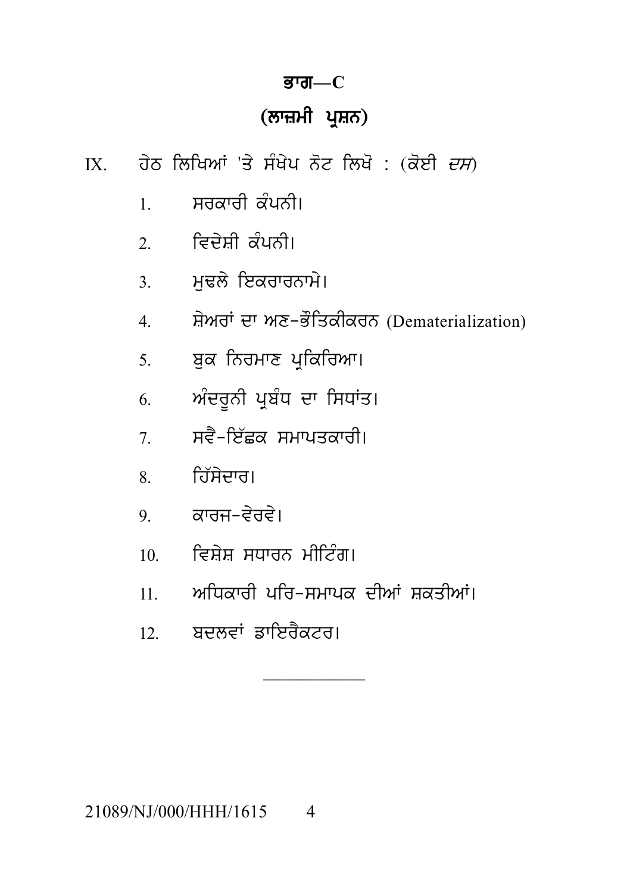## ਭਾਗ—C

## (ਲਾਜ਼ਮੀ ਪ੍ਰਸ਼ਨ)

IX. ਹੇਠ ਲਿਖਿਆਂ 'ਤੇ ਸੰਖੇਪ ਨੋਟ ਲਿਖੋ : (ਕੋਈ *ਦਸ*)

1. ਸਰਕਾਰੀ ਕੰਪਨੀ।
2. ਵਿਦੇਸ਼ੀ ਕੰਪਨੀ।
3. ਮੁਢਲੇ ਇਕਰਾਰਨਾਮੇ।
4. ਸ਼ੇਅਰਾਂ ਦਾ ਅਣ-ਭੌਤਿਕੀਕਰਨ (Dematerialization)
5. ਬੁਕ ਨਿਰਮਾਣ ਪ੍ਰਕਿਰਿਆ।
6. ਅੰਦਰੂਨੀ ਪ੍ਰਬੰਧ ਦਾ ਸਿਧਾਂਤ।
7. ਸਵੈ-ਇੱਛਕ ਸਮਾਪਤਕਾਰੀ।
8. ਹਿੱਸੇਦਾਰ।
9. ਕਾਰਜ-ਵੇਰਵੇ।
10. ਵਿਸ਼ੇਸ਼ ਸਧਾਰਨ ਮੀਟਿੰਗ।
11. ਅਧਿਕਾਰੀ ਪਰਿ-ਸਮਾਪਕ ਦੀਆਂ ਸ਼ਕਤੀਆਂ।
12. ਬਦਲਵਾਂ ਡਾਇਰੈਕਟਰ।

21089/NJ/000/HHH/1615